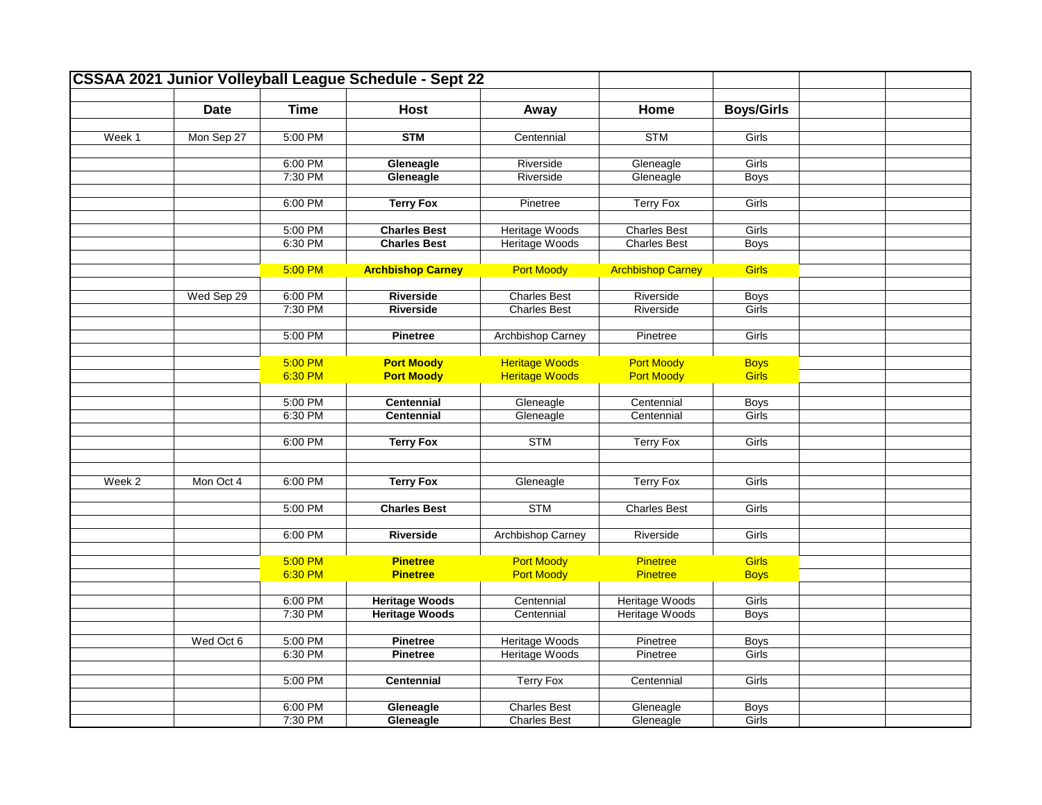# CSSAA 2021 Junior Volleyball League Schedule - Sept 22

| | Date | Time | Host | Away | Home | Boys/Girls |
|---|---|---|---|---|---|---|
| Week 1 | Mon Sep 27 | 5:00 PM | **STM** | Centennial | STM | Girls |
| | | 6:00 PM | **Gleneagle** | Riverside | Gleneagle | Girls |
| | | 7:30 PM | **Gleneagle** | Riverside | Gleneagle | Boys |
| | | 6:00 PM | **Terry Fox** | Pinetree | Terry Fox | Girls |
| | | 5:00 PM | **Charles Best** | Heritage Woods | Charles Best | Girls |
| | | 6:30 PM | **Charles Best** | Heritage Woods | Charles Best | Boys |
| | | 5:00 PM | **Archbishop Carney** | Port Moody | Archbishop Carney | Girls |
| | Wed Sep 29 | 6:00 PM | **Riverside** | Charles Best | Riverside | Boys |
| | | 7:30 PM | **Riverside** | Charles Best | Riverside | Girls |
| | | 5:00 PM | **Pinetree** | Archbishop Carney | Pinetree | Girls |
| | | 5:00 PM | **Port Moody** | Heritage Woods | Port Moody | Boys |
| | | 6:30 PM | **Port Moody** | Heritage Woods | Port Moody | Girls |
| | | 5:00 PM | **Centennial** | Gleneagle | Centennial | Boys |
| | | 6:30 PM | **Centennial** | Gleneagle | Centennial | Girls |
| | | 6:00 PM | **Terry Fox** | STM | Terry Fox | Girls |
| Week 2 | Mon Oct 4 | 6:00 PM | **Terry Fox** | Gleneagle | Terry Fox | Girls |
| | | 5:00 PM | **Charles Best** | STM | Charles Best | Girls |
| | | 6:00 PM | **Riverside** | Archbishop Carney | Riverside | Girls |
| | | 5:00 PM | **Pinetree** | Port Moody | Pinetree | Girls |
| | | 6:30 PM | **Pinetree** | Port Moody | Pinetree | Boys |
| | | 6:00 PM | **Heritage Woods** | Centennial | Heritage Woods | Girls |
| | | 7:30 PM | **Heritage Woods** | Centennial | Heritage Woods | Boys |
| | Wed Oct 6 | 5:00 PM | **Pinetree** | Heritage Woods | Pinetree | Boys |
| | | 6:30 PM | **Pinetree** | Heritage Woods | Pinetree | Girls |
| | | 5:00 PM | **Centennial** | Terry Fox | Centennial | Girls |
| | | 6:00 PM | **Gleneagle** | Charles Best | Gleneagle | Boys |
| | | 7:30 PM | **Gleneagle** | Charles Best | Gleneagle | Girls |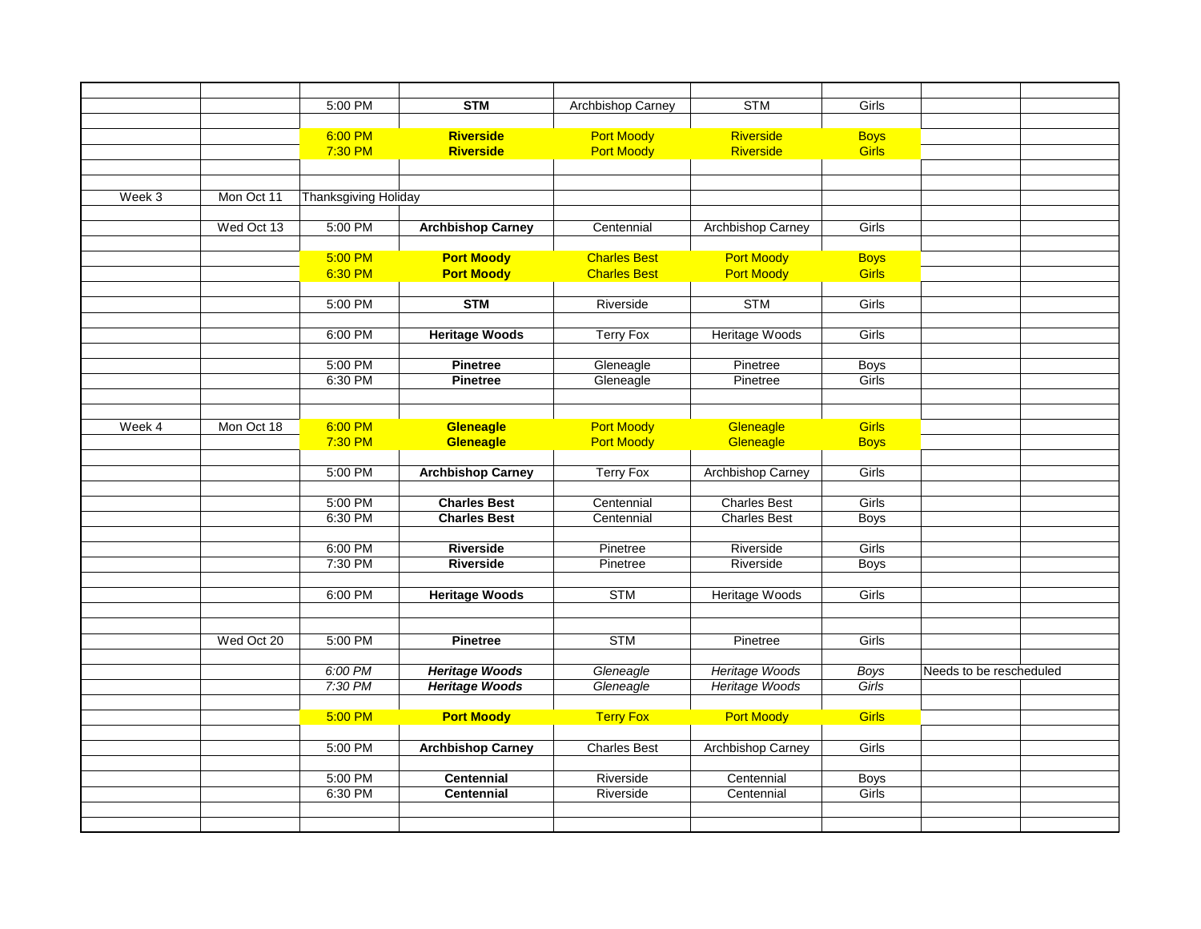| | | | | | | | | |
|---|---|---|---|---|---|---|---|---|
| | | 5:00 PM | **STM** | Archbishop Carney | STM | Girls | | |
| | | | | | | | | |
| | | 6:00 PM | **Riverside** | Port Moody | Riverside | Boys | | |
| | | 7:30 PM | **Riverside** | Port Moody | Riverside | Girls | | |
| | | | | | | | | |
| | | | | | | | | |
| Week 3 | Mon Oct 11 | Thanksgiving Holiday | | | | | | |
| | | | | | | | | |
| | Wed Oct 13 | 5:00 PM | **Archbishop Carney** | Centennial | Archbishop Carney | Girls | | |
| | | | | | | | | |
| | | 5:00 PM | **Port Moody** | Charles Best | Port Moody | Boys | | |
| | | 6:30 PM | **Port Moody** | Charles Best | Port Moody | Girls | | |
| | | | | | | | | |
| | | 5:00 PM | **STM** | Riverside | STM | Girls | | |
| | | | | | | | | |
| | | 6:00 PM | **Heritage Woods** | Terry Fox | Heritage Woods | Girls | | |
| | | | | | | | | |
| | | 5:00 PM | **Pinetree** | Gleneagle | Pinetree | Boys | | |
| | | 6:30 PM | **Pinetree** | Gleneagle | Pinetree | Girls | | |
| | | | | | | | | |
| | | | | | | | | |
| Week 4 | Mon Oct 18 | 6:00 PM | **Gleneagle** | Port Moody | Gleneagle | Girls | | |
| | | 7:30 PM | **Gleneagle** | Port Moody | Gleneagle | Boys | | |
| | | | | | | | | |
| | | 5:00 PM | **Archbishop Carney** | Terry Fox | Archbishop Carney | Girls | | |
| | | | | | | | | |
| | | 5:00 PM | **Charles Best** | Centennial | Charles Best | Girls | | |
| | | 6:30 PM | **Charles Best** | Centennial | Charles Best | Boys | | |
| | | | | | | | | |
| | | 6:00 PM | **Riverside** | Pinetree | Riverside | Girls | | |
| | | 7:30 PM | **Riverside** | Pinetree | Riverside | Boys | | |
| | | | | | | | | |
| | | 6:00 PM | **Heritage Woods** | STM | Heritage Woods | Girls | | |
| | | | | | | | | |
| | | | | | | | | |
| | Wed Oct 20 | 5:00 PM | **Pinetree** | STM | Pinetree | Girls | | |
| | | | | | | | | |
| | | *6:00 PM* | ***Heritage Woods*** | *Gleneagle* | *Heritage Woods* | *Boys* | Needs to be rescheduled | |
| | | *7:30 PM* | ***Heritage Woods*** | *Gleneagle* | *Heritage Woods* | *Girls* | | |
| | | | | | | | | |
| | | 5:00 PM | **Port Moody** | Terry Fox | Port Moody | Girls | | |
| | | | | | | | | |
| | | 5:00 PM | **Archbishop Carney** | Charles Best | Archbishop Carney | Girls | | |
| | | | | | | | | |
| | | 5:00 PM | **Centennial** | Riverside | Centennial | Boys | | |
| | | 6:30 PM | **Centennial** | Riverside | Centennial | Girls | | |
| | | | | | | | | |
| | | | | | | | | |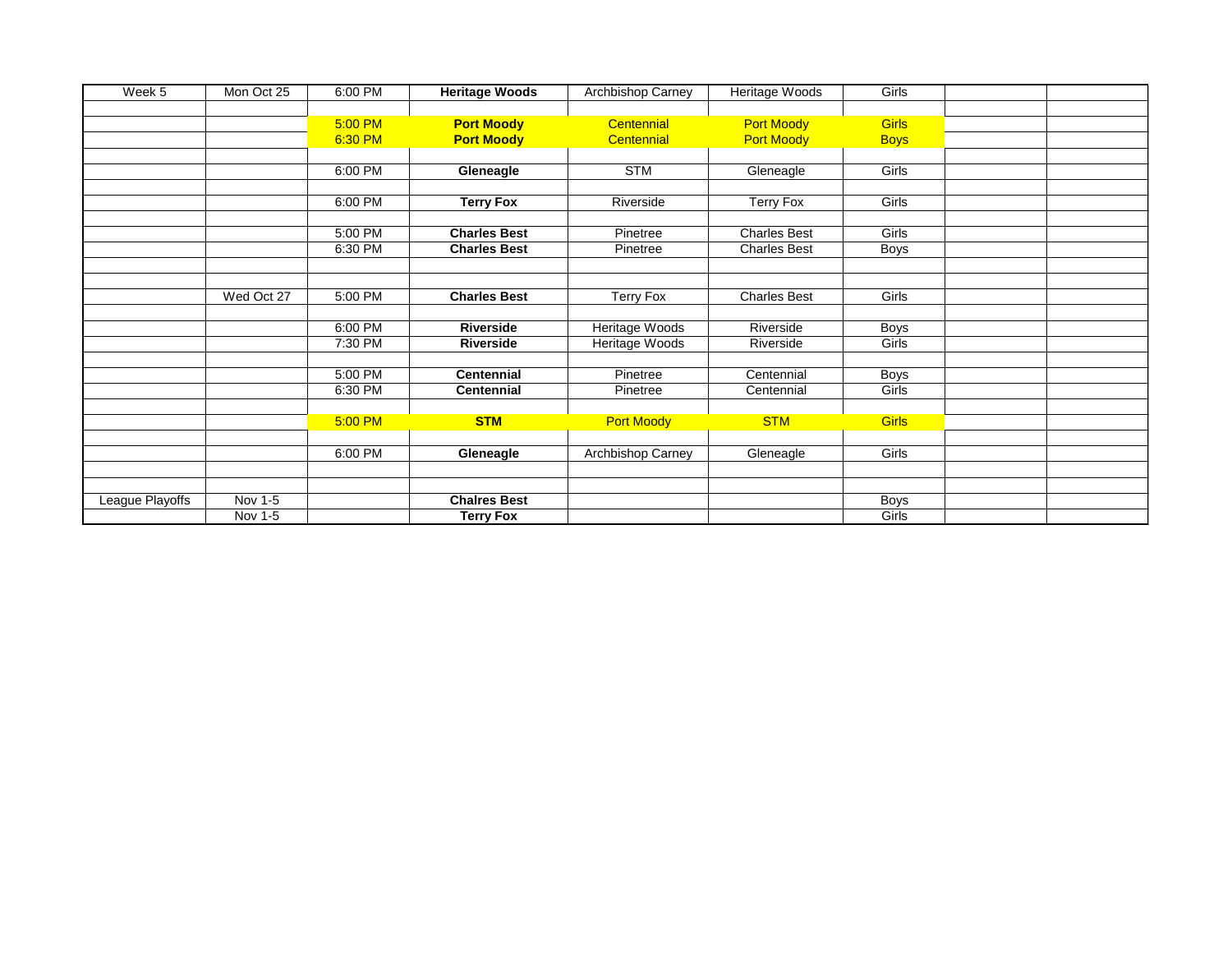| | | | | | | | | |
|---|---|---|---|---|---|---|---|---|
| Week 5 | Mon Oct 25 | 6:00 PM | **Heritage Woods** | Archbishop Carney | Heritage Woods | Girls | | |
| | | | | | | | | |
| | | 5:00 PM | **Port Moody** | Centennial | Port Moody | Girls | | |
| | | 6:30 PM | **Port Moody** | Centennial | Port Moody | Boys | | |
| | | | | | | | | |
| | | 6:00 PM | **Gleneagle** | STM | Gleneagle | Girls | | |
| | | | | | | | | |
| | | 6:00 PM | **Terry Fox** | Riverside | Terry Fox | Girls | | |
| | | | | | | | | |
| | | 5:00 PM | **Charles Best** | Pinetree | Charles Best | Girls | | |
| | | 6:30 PM | **Charles Best** | Pinetree | Charles Best | Boys | | |
| | | | | | | | | |
| | | | | | | | | |
| | Wed Oct 27 | 5:00 PM | **Charles Best** | Terry Fox | Charles Best | Girls | | |
| | | | | | | | | |
| | | 6:00 PM | **Riverside** | Heritage Woods | Riverside | Boys | | |
| | | 7:30 PM | **Riverside** | Heritage Woods | Riverside | Girls | | |
| | | | | | | | | |
| | | 5:00 PM | **Centennial** | Pinetree | Centennial | Boys | | |
| | | 6:30 PM | **Centennial** | Pinetree | Centennial | Girls | | |
| | | | | | | | | |
| | | 5:00 PM | **STM** | Port Moody | STM | Girls | | |
| | | | | | | | | |
| | | 6:00 PM | **Gleneagle** | Archbishop Carney | Gleneagle | Girls | | |
| | | | | | | | | |
| | | | | | | | | |
| League Playoffs | Nov 1-5 | | **Chalres Best** | | | Boys | | |
| | Nov 1-5 | | **Terry Fox** | | | Girls | | |